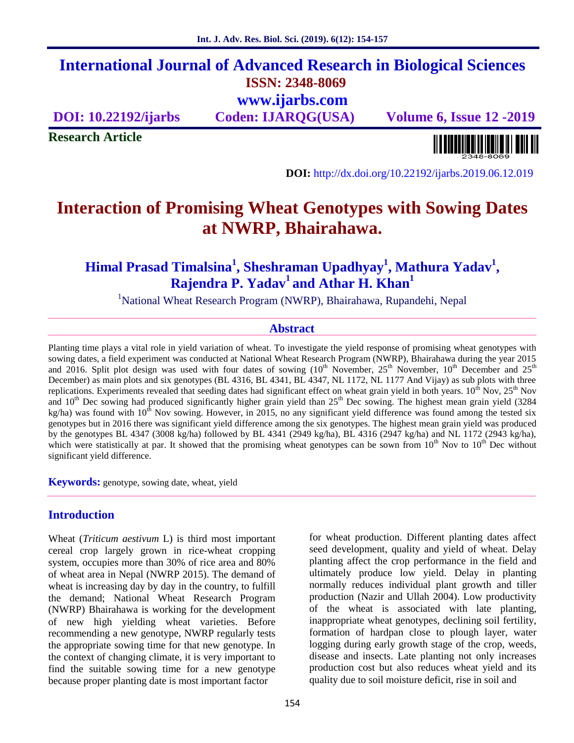# International Journal of Advanced Research in Biological Sciences

**ISSN: 2348-8069**

**www.ijarbs.com**

**DOI: 10.22192/ijarbs** **Coden: IJARQG(USA)** **Volume 6, Issue 12 -2019**

**Research Article**

**DOI:** http://dx.doi.org/10.22192/ijarbs.2019.06.12.019

# Interaction of Promising Wheat Genotypes with Sowing Dates at NWRP, Bhairahawa.

**Himal Prasad Timalsina[1], Sheshraman Upadhyay[1], Mathura Yadav[1], Rajendra P. Yadav[1] and Athar H. Khan[1]**

[1]National Wheat Research Program (NWRP), Bhairahawa, Rupandehi, Nepal

## Abstract

Planting time plays a vital role in yield variation of wheat. To investigate the yield response of promising wheat genotypes with sowing dates, a field experiment was conducted at National Wheat Research Program (NWRP), Bhairahawa during the year 2015 and 2016. Split plot design was used with four dates of sowing (10$^{th}$ November, 25$^{th}$ November, 10$^{th}$ December and 25$^{th}$ December) as main plots and six genotypes (BL 4316, BL 4341, BL 4347, NL 1172, NL 1177 And Vijay) as sub plots with three replications. Experiments revealed that seeding dates had significant effect on wheat grain yield in both years. 10$^{th}$ Nov, 25$^{th}$ Nov and 10$^{th}$ Dec sowing had produced significantly higher grain yield than 25$^{th}$ Dec sowing. The highest mean grain yield (3284 kg/ha) was found with 10$^{th}$ Nov sowing. However, in 2015, no any significant yield difference was found among the tested six genotypes but in 2016 there was significant yield difference among the six genotypes. The highest mean grain yield was produced by the genotypes BL 4347 (3008 kg/ha) followed by BL 4341 (2949 kg/ha), BL 4316 (2947 kg/ha) and NL 1172 (2943 kg/ha), which were statistically at par. It showed that the promising wheat genotypes can be sown from 10$^{th}$ Nov to 10$^{th}$ Dec without significant yield difference.

**Keywords:** genotype, sowing date, wheat, yield

## Introduction

Wheat (*Triticum aestivum* L) is third most important cereal crop largely grown in rice-wheat cropping system, occupies more than 30% of rice area and 80% of wheat area in Nepal (NWRP 2015). The demand of wheat is increasing day by day in the country, to fulfill the demand; National Wheat Research Program (NWRP) Bhairahawa is working for the development of new high yielding wheat varieties. Before recommending a new genotype, NWRP regularly tests the appropriate sowing time for that new genotype. In the context of changing climate, it is very important to find the suitable sowing time for a new genotype because proper planting date is most important factor for wheat production. Different planting dates affect seed development, quality and yield of wheat. Delay planting affect the crop performance in the field and ultimately produce low yield. Delay in planting normally reduces individual plant growth and tiller production (Nazir and Ullah 2004). Low productivity of the wheat is associated with late planting, inappropriate wheat genotypes, declining soil fertility, formation of hardpan close to plough layer, water logging during early growth stage of the crop, weeds, disease and insects. Late planting not only increases production cost but also reduces wheat yield and its quality due to soil moisture deficit, rise in soil and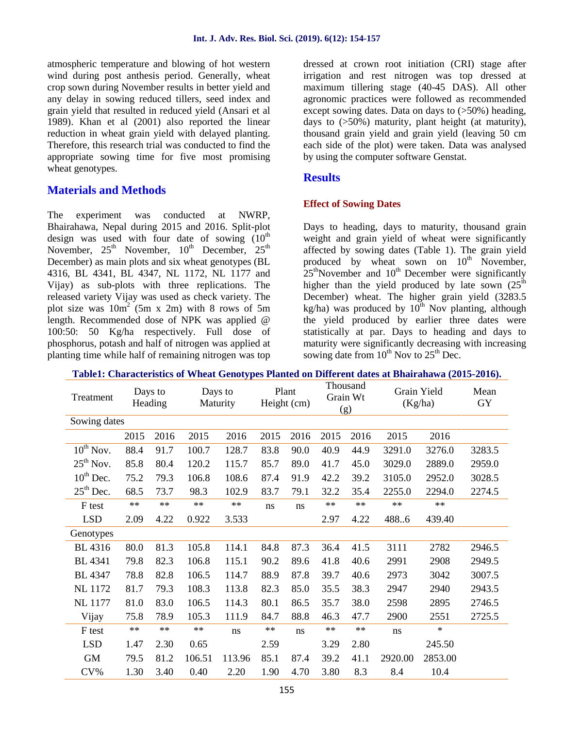atmospheric temperature and blowing of hot western wind during post anthesis period. Generally, wheat crop sown during November results in better yield and any delay in sowing reduced tillers, seed index and grain yield that resulted in reduced yield (Ansari et al 1989). Khan et al (2001) also reported the linear reduction in wheat grain yield with delayed planting. Therefore, this research trial was conducted to find the appropriate sowing time for five most promising wheat genotypes.

## Materials and Methods

The experiment was conducted at NWRP, Bhairahawa, Nepal during 2015 and 2016. Split-plot design was used with four date of sowing (10th November, 25th November, 10th December, 25th December) as main plots and six wheat genotypes (BL 4316, BL 4341, BL 4347, NL 1172, NL 1177 and Vijay) as sub-plots with three replications. The released variety Vijay was used as check variety. The plot size was 10m$^2$ (5m x 2m) with 8 rows of 5m length. Recommended dose of NPK was applied @ 100:50: 50 Kg/ha respectively. Full dose of phosphorus, potash and half of nitrogen was applied at planting time while half of remaining nitrogen was top dressed at crown root initiation (CRI) stage after irrigation and rest nitrogen was top dressed at maximum tillering stage (40-45 DAS). All other agronomic practices were followed as recommended except sowing dates. Data on days to (>50%) heading, days to (>50%) maturity, plant height (at maturity), thousand grain yield and grain yield (leaving 50 cm each side of the plot) were taken. Data was analysed by using the computer software Genstat.

## Results

### Effect of Sowing Dates

Days to heading, days to maturity, thousand grain weight and grain yield of wheat were significantly affected by sowing dates (Table 1). The grain yield produced by wheat sown on 10th November, 25th November and 10th December were significantly higher than the yield produced by late sown (25th December) wheat. The higher grain yield (3283.5 kg/ha) was produced by 10th Nov planting, although the yield produced by earlier three dates were statistically at par. Days to heading and days to maturity were significantly decreasing with increasing sowing date from 10th Nov to 25th Dec.

**Table1: Characteristics of Wheat Genotypes Planted on Different dates at Bhairahawa (2015-2016).**

| Treatment | Days to Heading | | Days to Maturity | | Plant Height (cm) | | Thousand Grain Wt (g) | | Grain Yield (Kg/ha) | | Mean GY |
|---|---|---|---|---|---|---|---|---|---|---|---|
| Sowing dates | | | | | | | | | | | |
| | 2015 | 2016 | 2015 | 2016 | 2015 | 2016 | 2015 | 2016 | 2015 | 2016 | |
| 10th Nov. | 88.4 | 91.7 | 100.7 | 128.7 | 83.8 | 90.0 | 40.9 | 44.9 | 3291.0 | 3276.0 | 3283.5 |
| 25th Nov. | 85.8 | 80.4 | 120.2 | 115.7 | 85.7 | 89.0 | 41.7 | 45.0 | 3029.0 | 2889.0 | 2959.0 |
| 10th Dec. | 75.2 | 79.3 | 106.8 | 108.6 | 87.4 | 91.9 | 42.2 | 39.2 | 3105.0 | 2952.0 | 3028.5 |
| 25th Dec. | 68.5 | 73.7 | 98.3 | 102.9 | 83.7 | 79.1 | 32.2 | 35.4 | 2255.0 | 2294.0 | 2274.5 |
| F test | ** | ** | ** | ** | ns | ns | ** | ** | ** | ** | |
| LSD | 2.09 | 4.22 | 0.922 | 3.533 | | | 2.97 | 4.22 | 488..6 | 439.40 | |
| Genotypes | | | | | | | | | | | |
| BL 4316 | 80.0 | 81.3 | 105.8 | 114.1 | 84.8 | 87.3 | 36.4 | 41.5 | 3111 | 2782 | 2946.5 |
| BL 4341 | 79.8 | 82.3 | 106.8 | 115.1 | 90.2 | 89.6 | 41.8 | 40.6 | 2991 | 2908 | 2949.5 |
| BL 4347 | 78.8 | 82.8 | 106.5 | 114.7 | 88.9 | 87.8 | 39.7 | 40.6 | 2973 | 3042 | 3007.5 |
| NL 1172 | 81.7 | 79.3 | 108.3 | 113.8 | 82.3 | 85.0 | 35.5 | 38.3 | 2947 | 2940 | 2943.5 |
| NL 1177 | 81.0 | 83.0 | 106.5 | 114.3 | 80.1 | 86.5 | 35.7 | 38.0 | 2598 | 2895 | 2746.5 |
| Vijay | 75.8 | 78.9 | 105.3 | 111.9 | 84.7 | 88.8 | 46.3 | 47.7 | 2900 | 2551 | 2725.5 |
| F test | ** | ** | ** | ns | ** | ns | ** | ** | ns | * | |
| LSD | 1.47 | 2.30 | 0.65 | | 2.59 | | 3.29 | 2.80 | | 245.50 | |
| GM | 79.5 | 81.2 | 106.51 | 113.96 | 85.1 | 87.4 | 39.2 | 41.1 | 2920.00 | 2853.00 | |
| CV% | 1.30 | 3.40 | 0.40 | 2.20 | 1.90 | 4.70 | 3.80 | 8.3 | 8.4 | 10.4 | |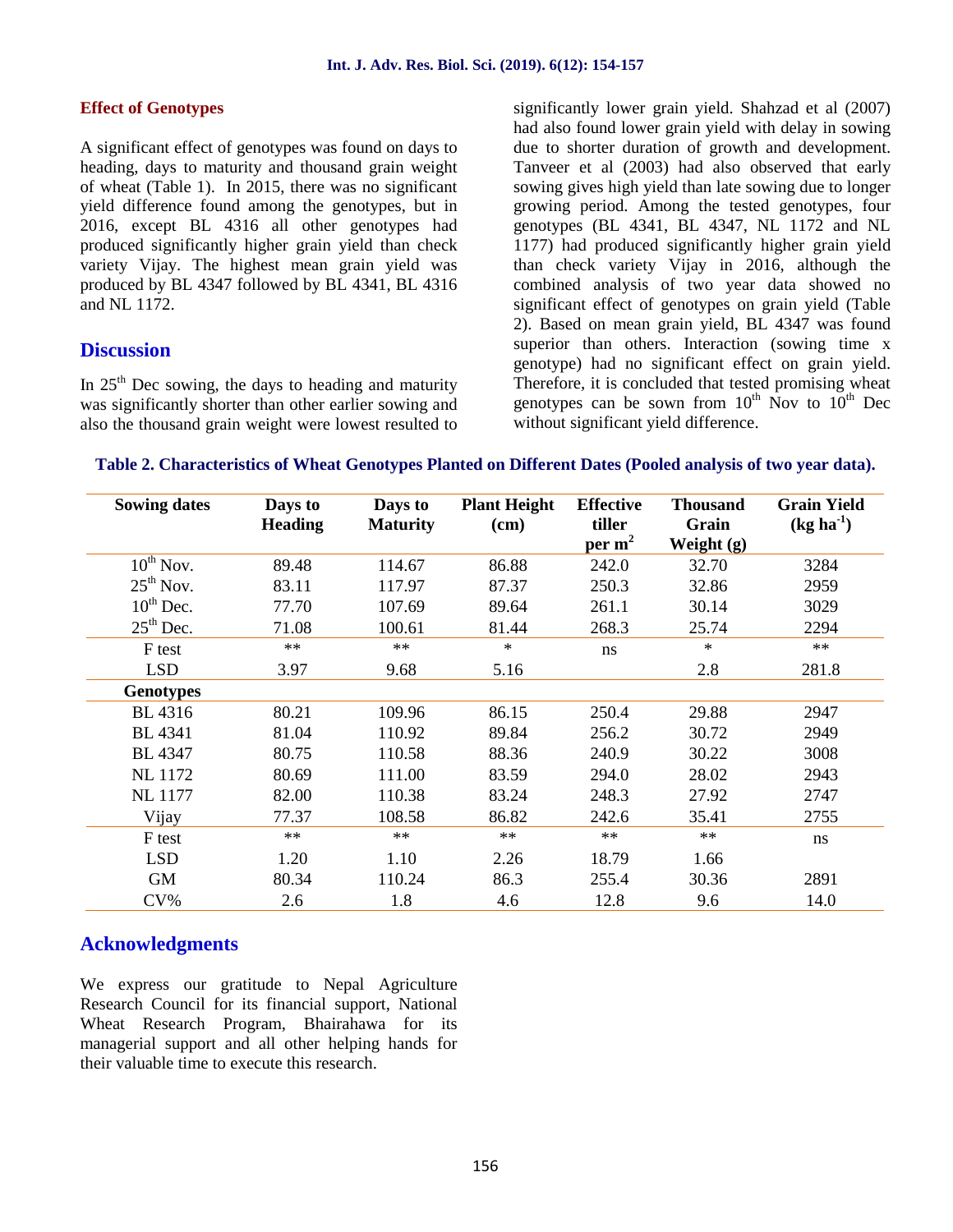### Effect of Genotypes

A significant effect of genotypes was found on days to heading, days to maturity and thousand grain weight of wheat (Table 1). In 2015, there was no significant yield difference found among the genotypes, but in 2016, except BL 4316 all other genotypes had produced significantly higher grain yield than check variety Vijay. The highest mean grain yield was produced by BL 4347 followed by BL 4341, BL 4316 and NL 1172.

## Discussion

In 25th Dec sowing, the days to heading and maturity was significantly shorter than other earlier sowing and also the thousand grain weight were lowest resulted to significantly lower grain yield. Shahzad et al (2007) had also found lower grain yield with delay in sowing due to shorter duration of growth and development. Tanveer et al (2003) had also observed that early sowing gives high yield than late sowing due to longer growing period. Among the tested genotypes, four genotypes (BL 4341, BL 4347, NL 1172 and NL 1177) had produced significantly higher grain yield than check variety Vijay in 2016, although the combined analysis of two year data showed no significant effect of genotypes on grain yield (Table 2). Based on mean grain yield, BL 4347 was found superior than others. Interaction (sowing time x genotype) had no significant effect on grain yield. Therefore, it is concluded that tested promising wheat genotypes can be sown from 10th Nov to 10th Dec without significant yield difference.

**Table 2. Characteristics of Wheat Genotypes Planted on Different Dates (Pooled analysis of two year data).**

| Sowing dates | Days to Heading | Days to Maturity | Plant Height (cm) | Effective tiller per $m^2$ | Thousand Grain Weight (g) | Grain Yield (kg $ha^{-1}$) |
|---|---|---|---|---|---|---|
| 10th Nov. | 89.48 | 114.67 | 86.88 | 242.0 | 32.70 | 3284 |
| 25th Nov. | 83.11 | 117.97 | 87.37 | 250.3 | 32.86 | 2959 |
| 10th Dec. | 77.70 | 107.69 | 89.64 | 261.1 | 30.14 | 3029 |
| 25th Dec. | 71.08 | 100.61 | 81.44 | 268.3 | 25.74 | 2294 |
| F test | ** | ** | * | ns | * | ** |
| LSD | 3.97 | 9.68 | 5.16 | | 2.8 | 281.8 |
| **Genotypes** | | | | | | |
| BL 4316 | 80.21 | 109.96 | 86.15 | 250.4 | 29.88 | 2947 |
| BL 4341 | 81.04 | 110.92 | 89.84 | 256.2 | 30.72 | 2949 |
| BL 4347 | 80.75 | 110.58 | 88.36 | 240.9 | 30.22 | 3008 |
| NL 1172 | 80.69 | 111.00 | 83.59 | 294.0 | 28.02 | 2943 |
| NL 1177 | 82.00 | 110.38 | 83.24 | 248.3 | 27.92 | 2747 |
| Vijay | 77.37 | 108.58 | 86.82 | 242.6 | 35.41 | 2755 |
| F test | ** | ** | ** | ** | ** | ns |
| LSD | 1.20 | 1.10 | 2.26 | 18.79 | 1.66 | |
| GM | 80.34 | 110.24 | 86.3 | 255.4 | 30.36 | 2891 |
| CV% | 2.6 | 1.8 | 4.6 | 12.8 | 9.6 | 14.0 |

## Acknowledgments

We express our gratitude to Nepal Agriculture Research Council for its financial support, National Wheat Research Program, Bhairahawa for its managerial support and all other helping hands for their valuable time to execute this research.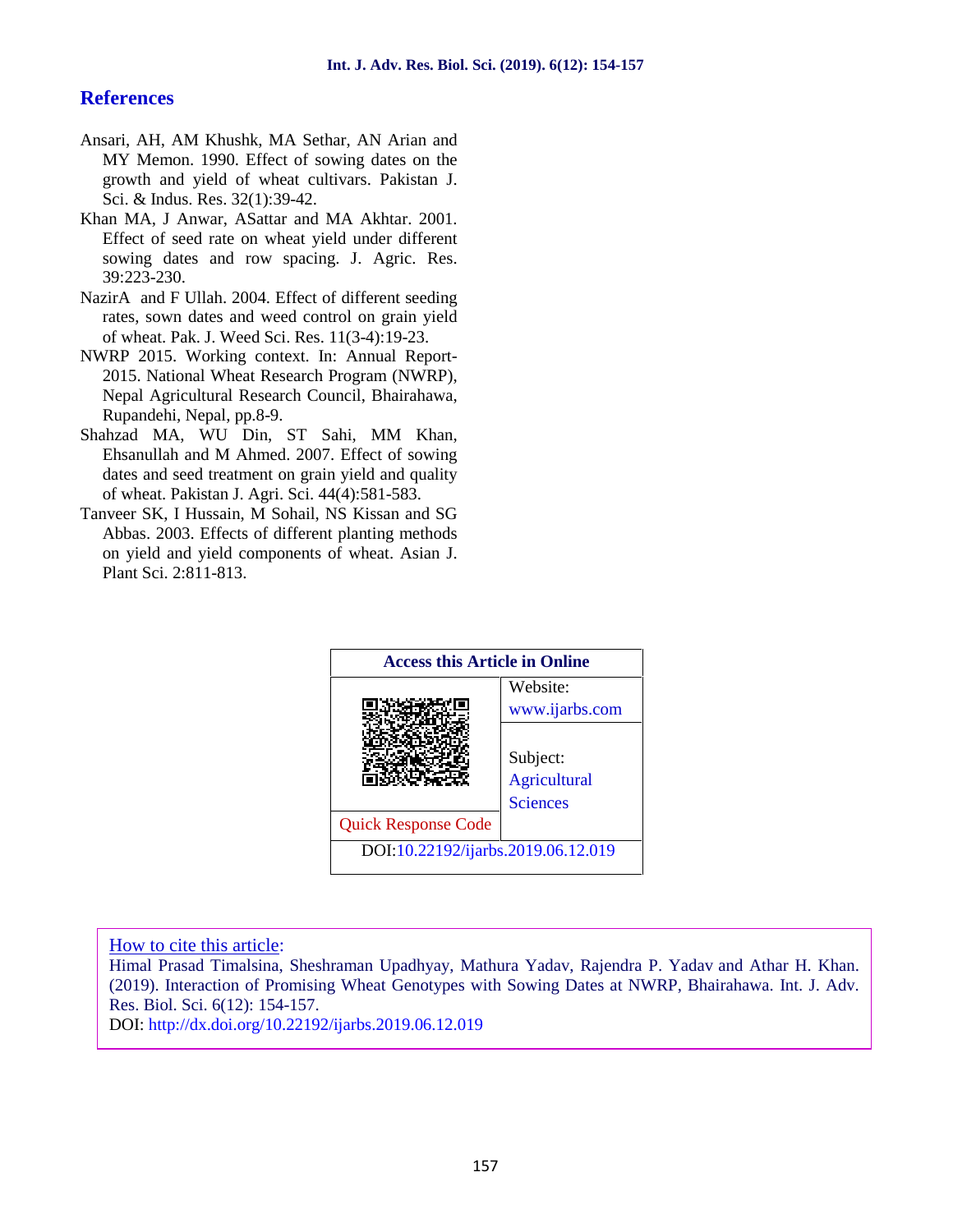## References

Ansari, AH, AM Khushk, MA Sethar, AN Arian and MY Memon. 1990. Effect of sowing dates on the growth and yield of wheat cultivars. Pakistan J. Sci. & Indus. Res. 32(1):39-42.

Khan MA, J Anwar, ASattar and MA Akhtar. 2001. Effect of seed rate on wheat yield under different sowing dates and row spacing. J. Agric. Res. 39:223-230.

NazirA and F Ullah. 2004. Effect of different seeding rates, sown dates and weed control on grain yield of wheat. Pak. J. Weed Sci. Res. 11(3-4):19-23.

NWRP 2015. Working context. In: Annual Report-2015. National Wheat Research Program (NWRP), Nepal Agricultural Research Council, Bhairahawa, Rupandehi, Nepal, pp.8-9.

Shahzad MA, WU Din, ST Sahi, MM Khan, Ehsanullah and M Ahmed. 2007. Effect of sowing dates and seed treatment on grain yield and quality of wheat. Pakistan J. Agri. Sci. 44(4):581-583.

Tanveer SK, I Hussain, M Sohail, NS Kissan and SG Abbas. 2003. Effects of different planting methods on yield and yield components of wheat. Asian J. Plant Sci. 2:811-813.

| Access this Article in Online | |
|---|---|
| | Website: www.ijarbs.com |
| Quick Response Code | Subject: Agricultural Sciences |
| DOI:10.22192/ijarbs.2019.06.12.019 | |

How to cite this article:
Himal Prasad Timalsina, Sheshraman Upadhyay, Mathura Yadav, Rajendra P. Yadav and Athar H. Khan. (2019). Interaction of Promising Wheat Genotypes with Sowing Dates at NWRP, Bhairahawa. Int. J. Adv. Res. Biol. Sci. 6(12): 154-157.
DOI: http://dx.doi.org/10.22192/ijarbs.2019.06.12.019